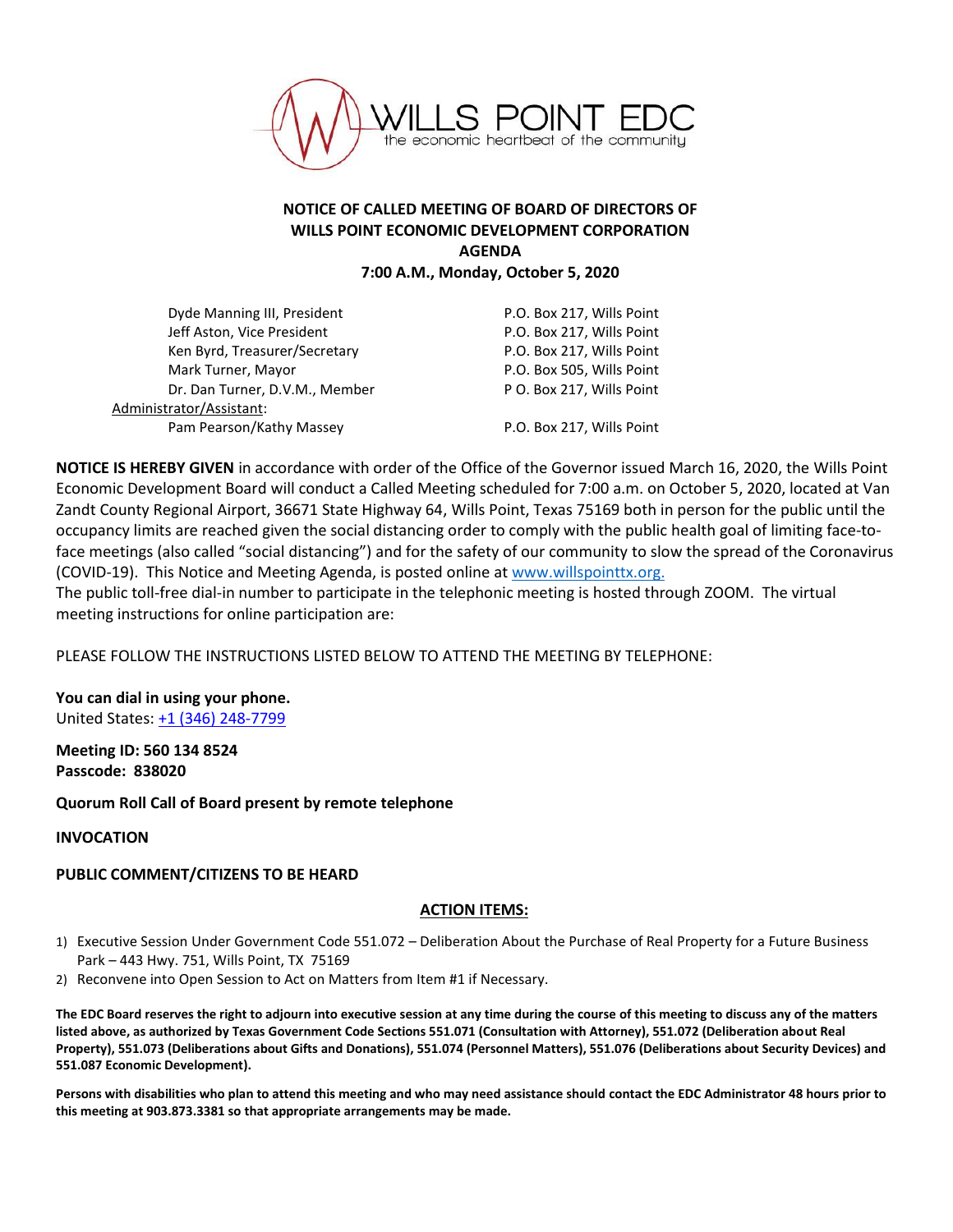WILLS POINT EDC
the economic heartbeat of the community

**NOTICE OF CALLED MEETING OF BOARD OF DIRECTORS OF WILLS POINT ECONOMIC DEVELOPMENT CORPORATION AGENDA**
**7:00 A.M., Monday, October 5, 2020**

| | |
|---|---|
| Dyde Manning III, President | P.O. Box 217, Wills Point |
| Jeff Aston, Vice President | P.O. Box 217, Wills Point |
| Ken Byrd, Treasurer/Secretary | P.O. Box 217, Wills Point |
| Mark Turner, Mayor | P.O. Box 505, Wills Point |
| Dr. Dan Turner, D.V.M., Member | P O. Box 217, Wills Point |
| Administrator/Assistant: | |
| Pam Pearson/Kathy Massey | P.O. Box 217, Wills Point |

**NOTICE IS HEREBY GIVEN** in accordance with order of the Office of the Governor issued March 16, 2020, the Wills Point Economic Development Board will conduct a Called Meeting scheduled for 7:00 a.m. on October 5, 2020, located at Van Zandt County Regional Airport, 36671 State Highway 64, Wills Point, Texas 75169 both in person for the public until the occupancy limits are reached given the social distancing order to comply with the public health goal of limiting face-to-face meetings (also called "social distancing") and for the safety of our community to slow the spread of the Coronavirus (COVID-19). This Notice and Meeting Agenda, is posted online at www.willspointtx.org.
The public toll-free dial-in number to participate in the telephonic meeting is hosted through ZOOM. The virtual meeting instructions for online participation are:

PLEASE FOLLOW THE INSTRUCTIONS LISTED BELOW TO ATTEND THE MEETING BY TELEPHONE:

**You can dial in using your phone.**
United States: +1 (346) 248-7799

**Meeting ID: 560 134 8524**
**Passcode: 838020**

**Quorum Roll Call of Board present by remote telephone**

**INVOCATION**

**PUBLIC COMMENT/CITIZENS TO BE HEARD**

**ACTION ITEMS:**

1) Executive Session Under Government Code 551.072 – Deliberation About the Purchase of Real Property for a Future Business Park – 443 Hwy. 751, Wills Point, TX 75169
2) Reconvene into Open Session to Act on Matters from Item #1 if Necessary.

**The EDC Board reserves the right to adjourn into executive session at any time during the course of this meeting to discuss any of the matters listed above, as authorized by Texas Government Code Sections 551.071 (Consultation with Attorney), 551.072 (Deliberation about Real Property), 551.073 (Deliberations about Gifts and Donations), 551.074 (Personnel Matters), 551.076 (Deliberations about Security Devices) and 551.087 Economic Development).**

**Persons with disabilities who plan to attend this meeting and who may need assistance should contact the EDC Administrator 48 hours prior to this meeting at 903.873.3381 so that appropriate arrangements may be made.**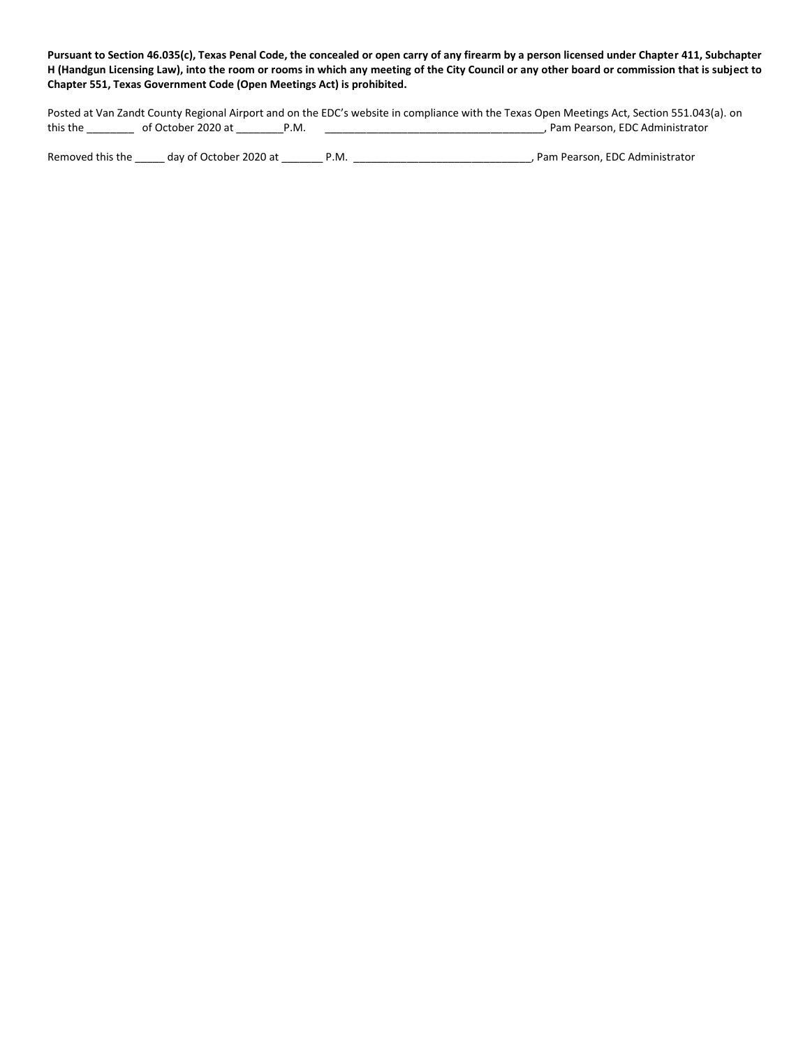**Pursuant to Section 46.035(c), Texas Penal Code, the concealed or open carry of any firearm by a person licensed under Chapter 411, Subchapter H (Handgun Licensing Law), into the room or rooms in which any meeting of the City Council or any other board or commission that is subject to Chapter 551, Texas Government Code (Open Meetings Act) is prohibited.**

Posted at Van Zandt County Regional Airport and on the EDC's website in compliance with the Texas Open Meetings Act, Section 551.043(a). on this the ________ of October 2020 at ________P.M. ____________________________________, Pam Pearson, EDC Administrator

Removed this the _____ day of October 2020 at _______ P.M. ______________________________, Pam Pearson, EDC Administrator